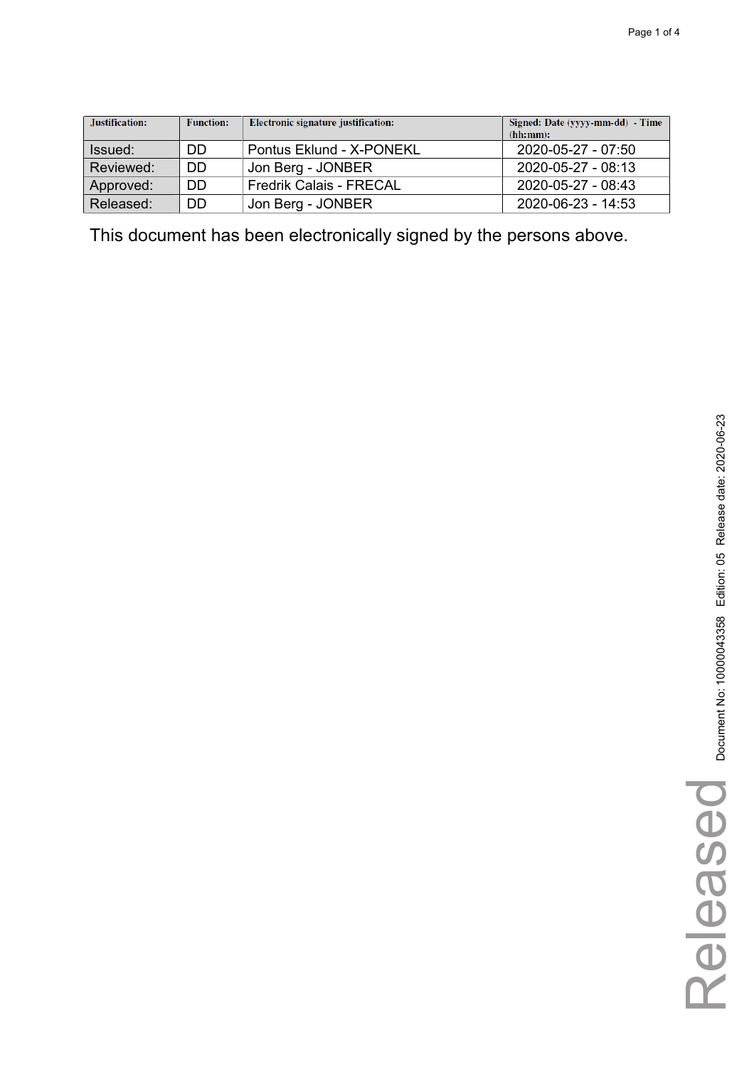| Justification: | Function: | Electronic signature justification: | Signed: Date (yyyy-mm-dd) - Time (hh:mm): |
|---|---|---|---|
| Issued: | DD | Pontus Eklund - X-PONEKL | 2020-05-27 - 07:50 |
| Reviewed: | DD | Jon Berg - JONBER | 2020-05-27 - 08:13 |
| Approved: | DD | Fredrik Calais - FRECAL | 2020-05-27 - 08:43 |
| Released: | DD | Jon Berg - JONBER | 2020-06-23 - 14:53 |

This document has been electronically signed by the persons above.

Document No: 10000043358 Edition: 05 Release date: 2020-06-23

Released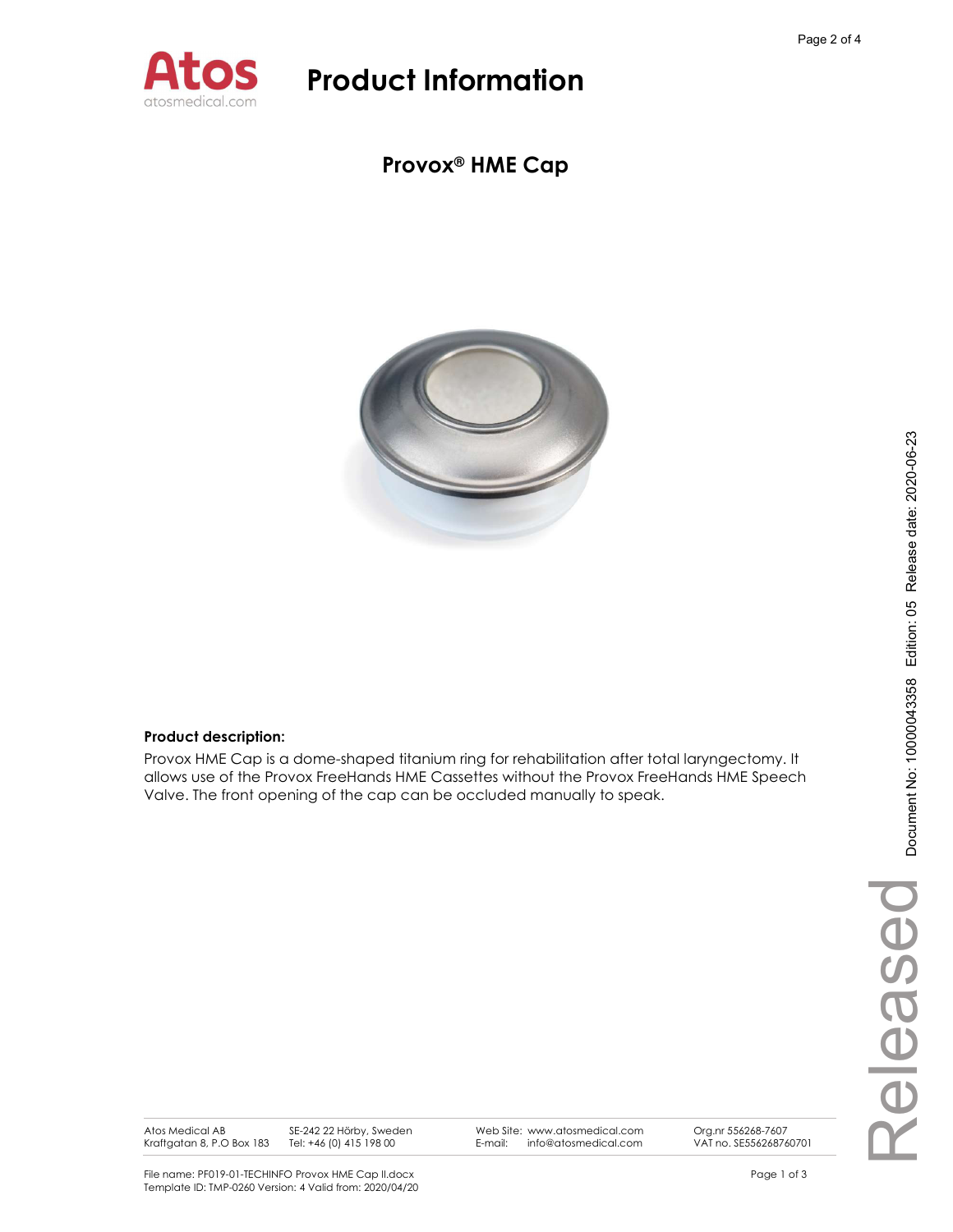# Product Information

## Provox® HME Cap

**Product description:**

Provox HME Cap is a dome-shaped titanium ring for rehabilitation after total laryngectomy. It allows use of the Provox FreeHands HME Cassettes without the Provox FreeHands HME Speech Valve. The front opening of the cap can be occluded manually to speak.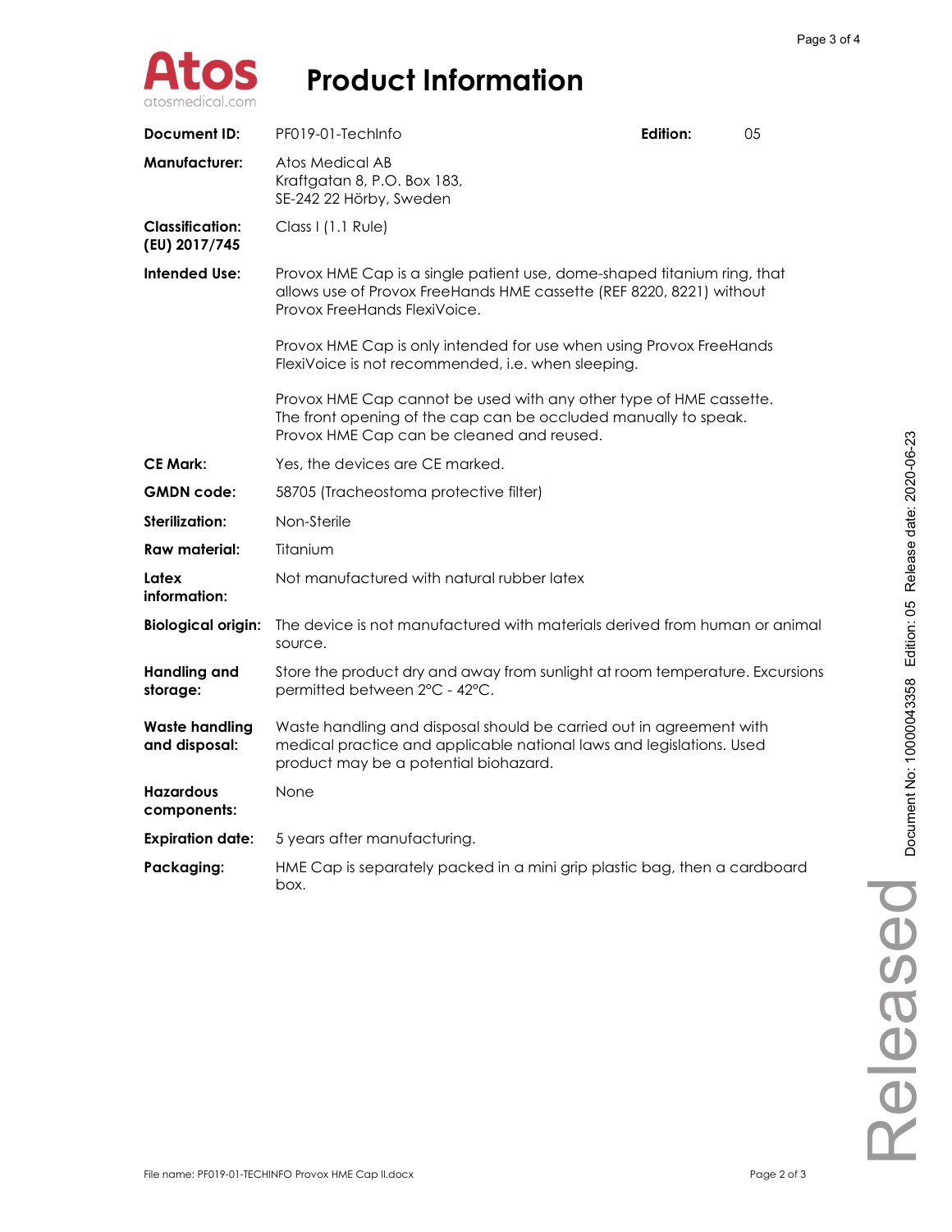# Product Information

| | | | |
|---|---|---|---|
| **Document ID:** | PF019-01-TechInfo | **Edition:** | 05 |
| **Manufacturer:** | Atos Medical AB<br>Kraftgatan 8, P.O. Box 183,<br>SE-242 22 Hörby, Sweden | | |
| **Classification: (EU) 2017/745** | Class I (1.1 Rule) | | |
| **Intended Use:** | Provox HME Cap is a single patient use, dome-shaped titanium ring, that allows use of Provox FreeHands HME cassette (REF 8220, 8221) without Provox FreeHands FlexiVoice.<br><br>Provox HME Cap is only intended for use when using Provox FreeHands FlexiVoice is not recommended, i.e. when sleeping.<br><br>Provox HME Cap cannot be used with any other type of HME cassette. The front opening of the cap can be occluded manually to speak. Provox HME Cap can be cleaned and reused. | | |
| **CE Mark:** | Yes, the devices are CE marked. | | |
| **GMDN code:** | 58705 (Tracheostoma protective filter) | | |
| **Sterilization:** | Non-Sterile | | |
| **Raw material:** | Titanium | | |
| **Latex information:** | Not manufactured with natural rubber latex | | |
| **Biological origin:** | The device is not manufactured with materials derived from human or animal source. | | |
| **Handling and storage:** | Store the product dry and away from sunlight at room temperature. Excursions permitted between 2°C - 42°C. | | |
| **Waste handling and disposal:** | Waste handling and disposal should be carried out in agreement with medical practice and applicable national laws and legislations. Used product may be a potential biohazard. | | |
| **Hazardous components:** | None | | |
| **Expiration date:** | 5 years after manufacturing. | | |
| **Packaging:** | HME Cap is separately packed in a mini grip plastic bag, then a cardboard box. | | |

File name: PF019-01-TECHINFO Provox HME Cap II.docx

Document No: 10000043358 Edition: 05 Release date: 2020-06-23

Released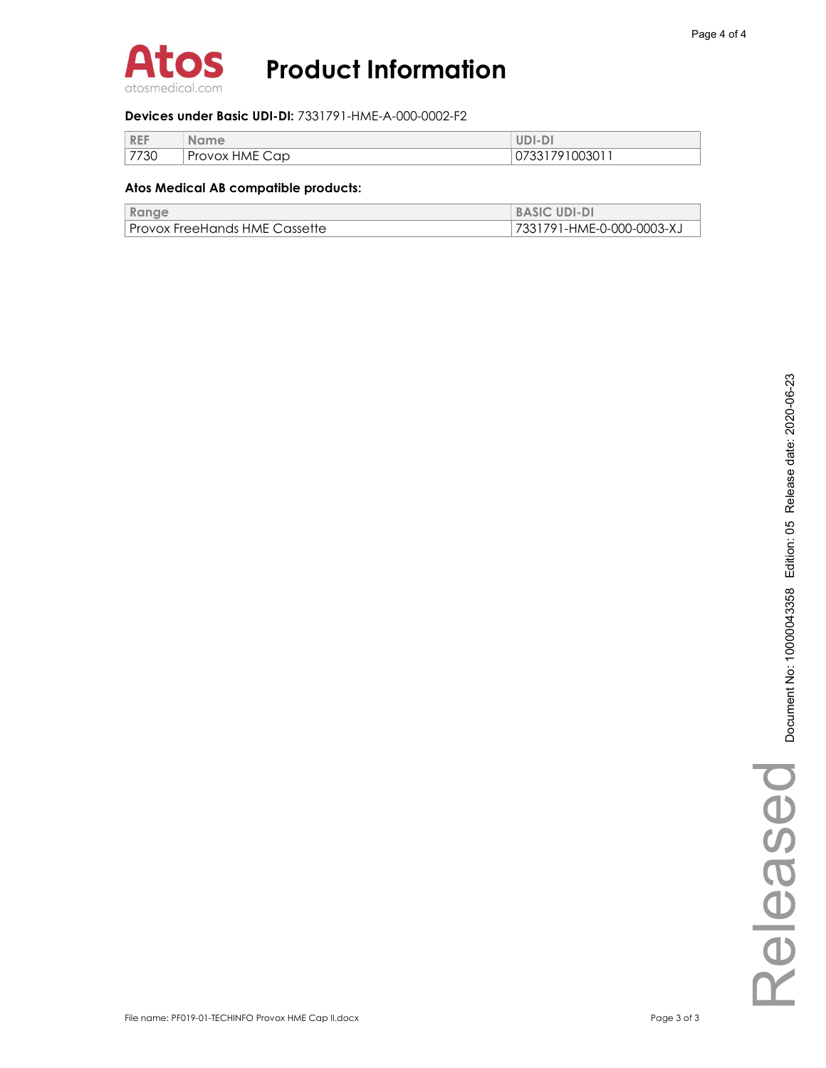# Product Information

**Devices under Basic UDI-DI:** 7331791-HME-A-000-0002-F2

| REF | Name | UDI-DI |
|---|---|---|
| 7730 | Provox HME Cap | 07331791003011 |

**Atos Medical AB compatible products:**

| Range | BASIC UDI-DI |
|---|---|
| Provox FreeHands HME Cassette | 7331791-HME-0-000-0003-XJ |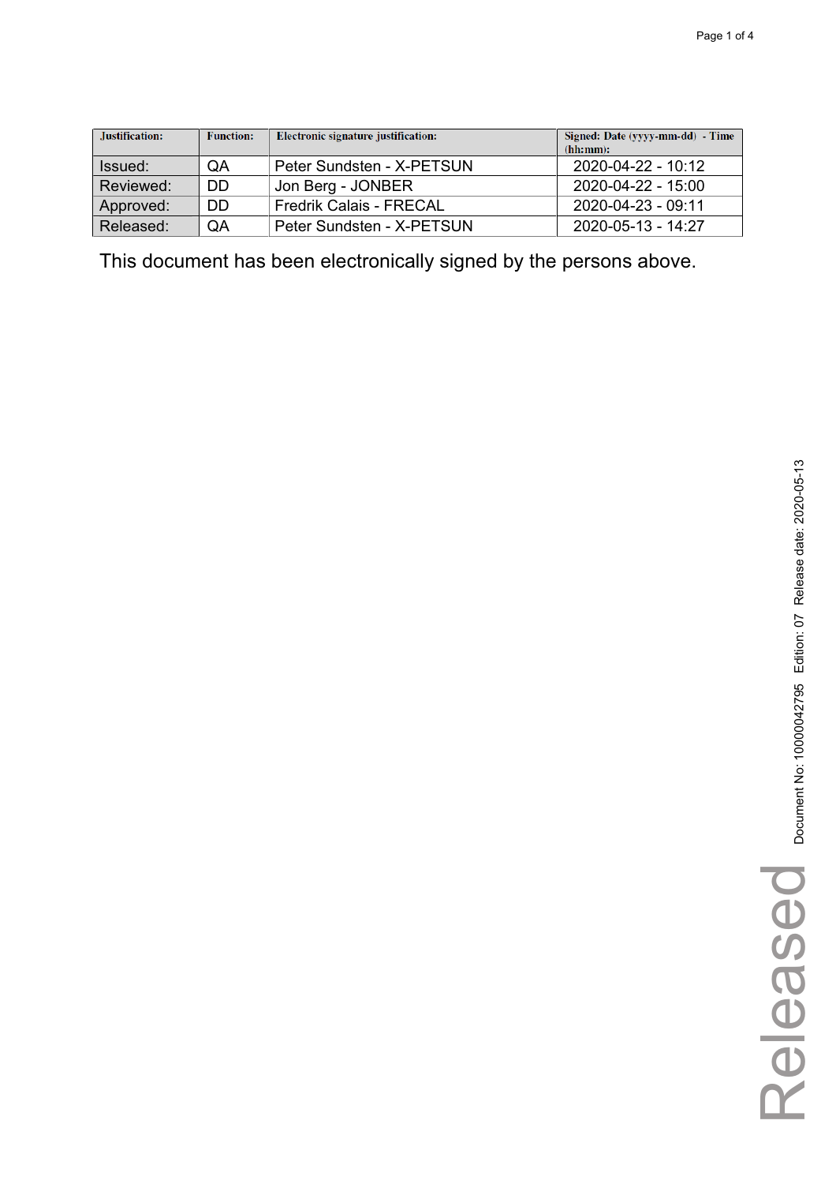| Justification: | Function: | Electronic signature justification: | Signed: Date (yyyy-mm-dd) - Time (hh:mm): |
|---|---|---|---|
| Issued: | QA | Peter Sundsten - X-PETSUN | 2020-04-22 - 10:12 |
| Reviewed: | DD | Jon Berg - JONBER | 2020-04-22 - 15:00 |
| Approved: | DD | Fredrik Calais - FRECAL | 2020-04-23 - 09:11 |
| Released: | QA | Peter Sundsten - X-PETSUN | 2020-05-13 - 14:27 |

This document has been electronically signed by the persons above.

Document No: 10000042795 Edition: 07 Release date: 2020-05-13

Released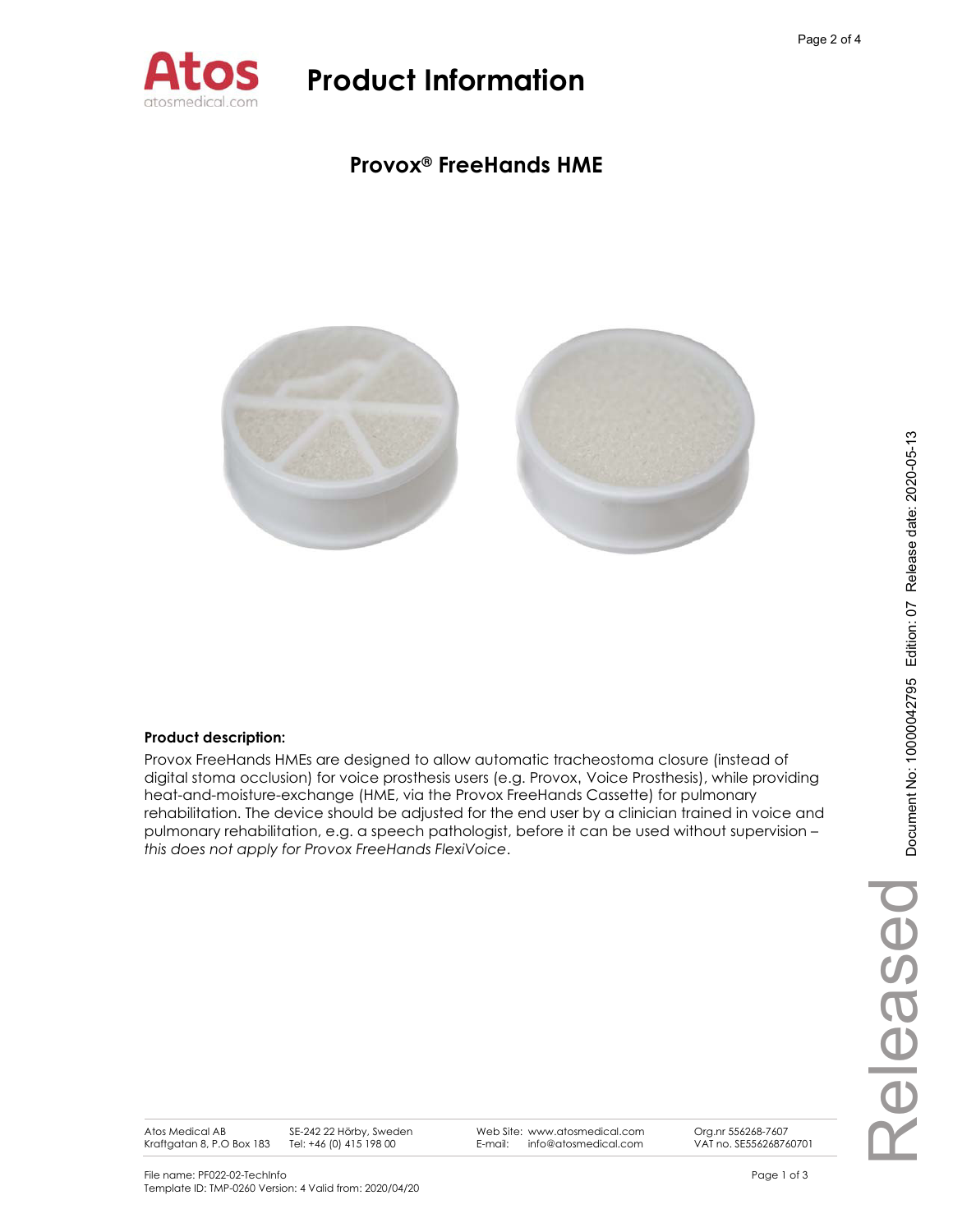# Product Information

## Provox® FreeHands HME

**Product description:**

Provox FreeHands HMEs are designed to allow automatic tracheostoma closure (instead of digital stoma occlusion) for voice prosthesis users (e.g. Provox, Voice Prosthesis), while providing heat-and-moisture-exchange (HME, via the Provox FreeHands Cassette) for pulmonary rehabilitation. The device should be adjusted for the end user by a clinician trained in voice and pulmonary rehabilitation, e.g. a speech pathologist, before it can be used without supervision – *this does not apply for Provox FreeHands FlexiVoice*.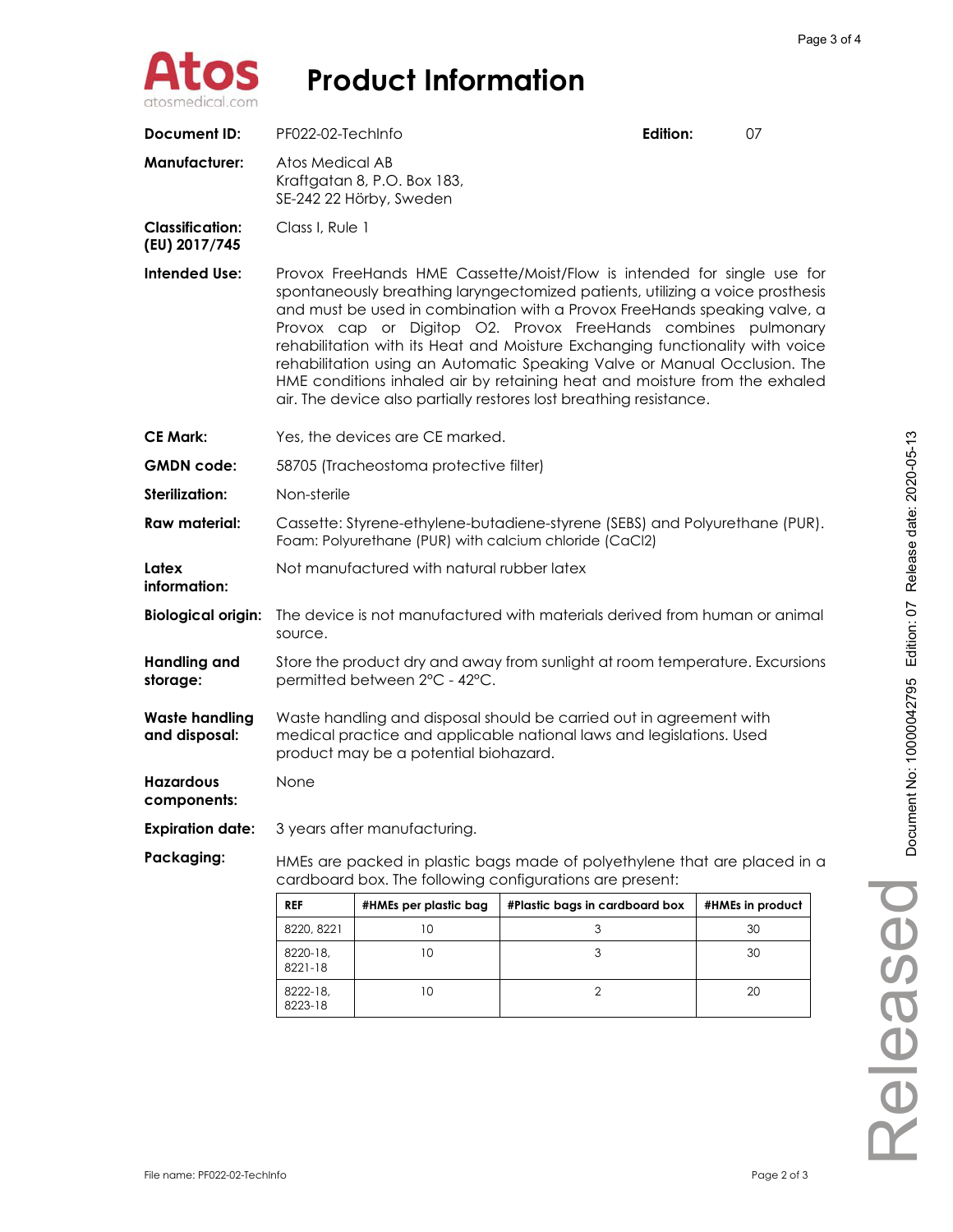# Product Information

| | | | |
|---|---|---|---|
| **Document ID:** | PF022-02-TechInfo | **Edition:** | 07 |

**Manufacturer:** Atos Medical AB
Kraftgatan 8, P.O. Box 183,
SE-242 22 Hörby, Sweden

**Classification: (EU) 2017/745** Class I, Rule 1

**Intended Use:** Provox FreeHands HME Cassette/Moist/Flow is intended for single use for spontaneously breathing laryngectomized patients, utilizing a voice prosthesis and must be used in combination with a Provox FreeHands speaking valve, a Provox cap or Digitop O2. Provox FreeHands combines pulmonary rehabilitation with its Heat and Moisture Exchanging functionality with voice rehabilitation using an Automatic Speaking Valve or Manual Occlusion. The HME conditions inhaled air by retaining heat and moisture from the exhaled air. The device also partially restores lost breathing resistance.

**CE Mark:** Yes, the devices are CE marked.

**GMDN code:** 58705 (Tracheostoma protective filter)

**Sterilization:** Non-sterile

**Raw material:** Cassette: Styrene-ethylene-butadiene-styrene (SEBS) and Polyurethane (PUR). Foam: Polyurethane (PUR) with calcium chloride ($CaCl_2$)

**Latex information:** Not manufactured with natural rubber latex

**Biological origin:** The device is not manufactured with materials derived from human or animal source.

**Handling and storage:** Store the product dry and away from sunlight at room temperature. Excursions permitted between 2°C - 42°C.

**Waste handling and disposal:** Waste handling and disposal should be carried out in agreement with medical practice and applicable national laws and legislations. Used product may be a potential biohazard.

**Hazardous components:** None

**Expiration date:** 3 years after manufacturing.

**Packaging:** HMEs are packed in plastic bags made of polyethylene that are placed in a cardboard box. The following configurations are present:

| REF | #HMEs per plastic bag | #Plastic bags in cardboard box | #HMEs in product |
|---|---|---|---|
| 8220, 8221 | 10 | 3 | 30 |
| 8220-18, 8221-18 | 10 | 3 | 30 |
| 8222-18, 8223-18 | 10 | 2 | 20 |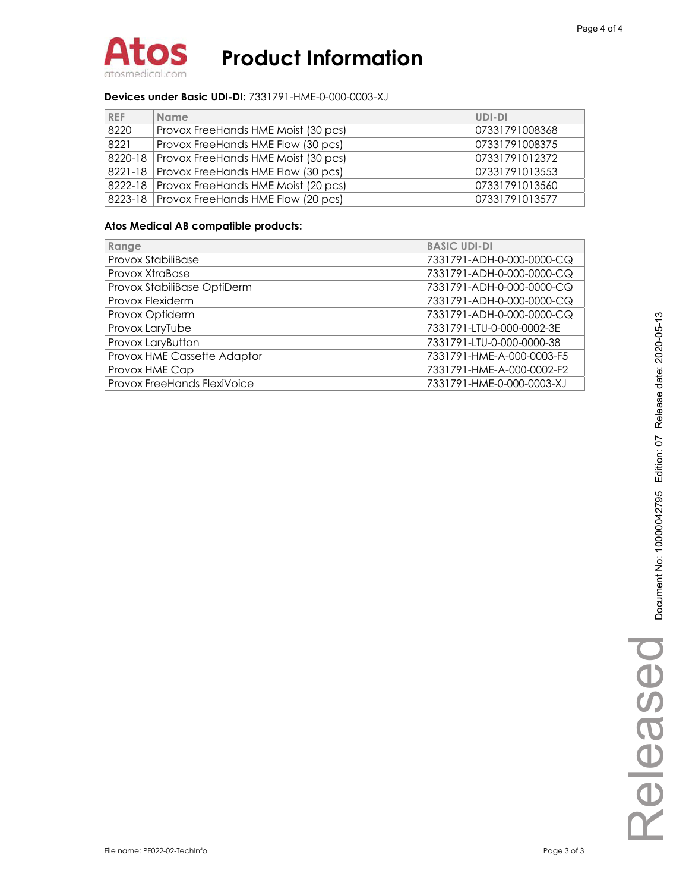# Product Information

**Devices under Basic UDI-DI:** 7331791-HME-0-000-0003-XJ

| REF | Name | UDI-DI |
|---|---|---|
| 8220 | Provox FreeHands HME Moist (30 pcs) | 07331791008368 |
| 8221 | Provox FreeHands HME Flow (30 pcs) | 07331791008375 |
| 8220-18 | Provox FreeHands HME Moist (30 pcs) | 07331791012372 |
| 8221-18 | Provox FreeHands HME Flow (30 pcs) | 07331791013553 |
| 8222-18 | Provox FreeHands HME Moist (20 pcs) | 07331791013560 |
| 8223-18 | Provox FreeHands HME Flow (20 pcs) | 07331791013577 |

**Atos Medical AB compatible products:**

| Range | BASIC UDI-DI |
|---|---|
| Provox StabiliBase | 7331791-ADH-0-000-0000-CQ |
| Provox XtraBase | 7331791-ADH-0-000-0000-CQ |
| Provox StabiliBase OptiDerm | 7331791-ADH-0-000-0000-CQ |
| Provox Flexiderm | 7331791-ADH-0-000-0000-CQ |
| Provox Optiderm | 7331791-ADH-0-000-0000-CQ |
| Provox LaryTube | 7331791-LTU-0-000-0002-3E |
| Provox LaryButton | 7331791-LTU-0-000-0000-38 |
| Provox HME Cassette Adaptor | 7331791-HME-A-000-0003-F5 |
| Provox HME Cap | 7331791-HME-A-000-0002-F2 |
| Provox FreeHands FlexiVoice | 7331791-HME-0-000-0003-XJ |

Released Document No: 10000042795 Edition: 07 Release date: 2020-05-13

File name: PF022-02-TechInfo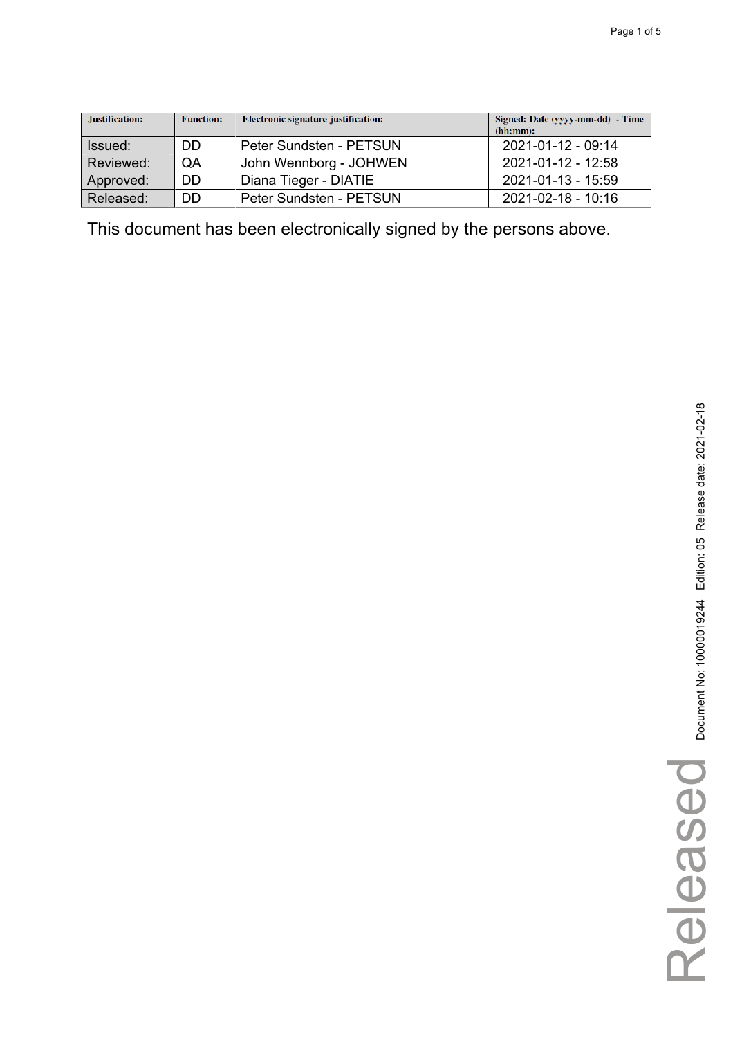| Justification: | Function: | Electronic signature justification: | Signed: Date (yyyy-mm-dd) - Time (hh:mm): |
| --- | --- | --- | --- |
| Issued: | DD | Peter Sundsten - PETSUN | 2021-01-12 - 09:14 |
| Reviewed: | QA | John Wennborg - JOHWEN | 2021-01-12 - 12:58 |
| Approved: | DD | Diana Tieger - DIATIE | 2021-01-13 - 15:59 |
| Released: | DD | Peter Sundsten - PETSUN | 2021-02-18 - 10:16 |

This document has been electronically signed by the persons above.

Released Document No: 10000019244 Edition: 05 Release date: 2021-02-18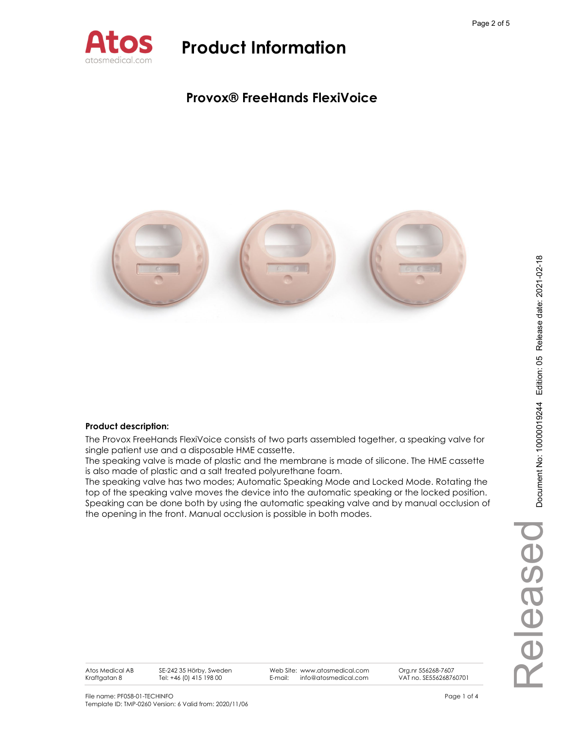# Product Information

## Provox® FreeHands FlexiVoice

**Product description:**

The Provox FreeHands FlexiVoice consists of two parts assembled together, a speaking valve for single patient use and a disposable HME cassette.
The speaking valve is made of plastic and the membrane is made of silicone. The HME cassette is also made of plastic and a salt treated polyurethane foam.
The speaking valve has two modes; Automatic Speaking Mode and Locked Mode. Rotating the top of the speaking valve moves the device into the automatic speaking or the locked position. Speaking can be done both by using the automatic speaking valve and by manual occlusion of the opening in the front. Manual occlusion is possible in both modes.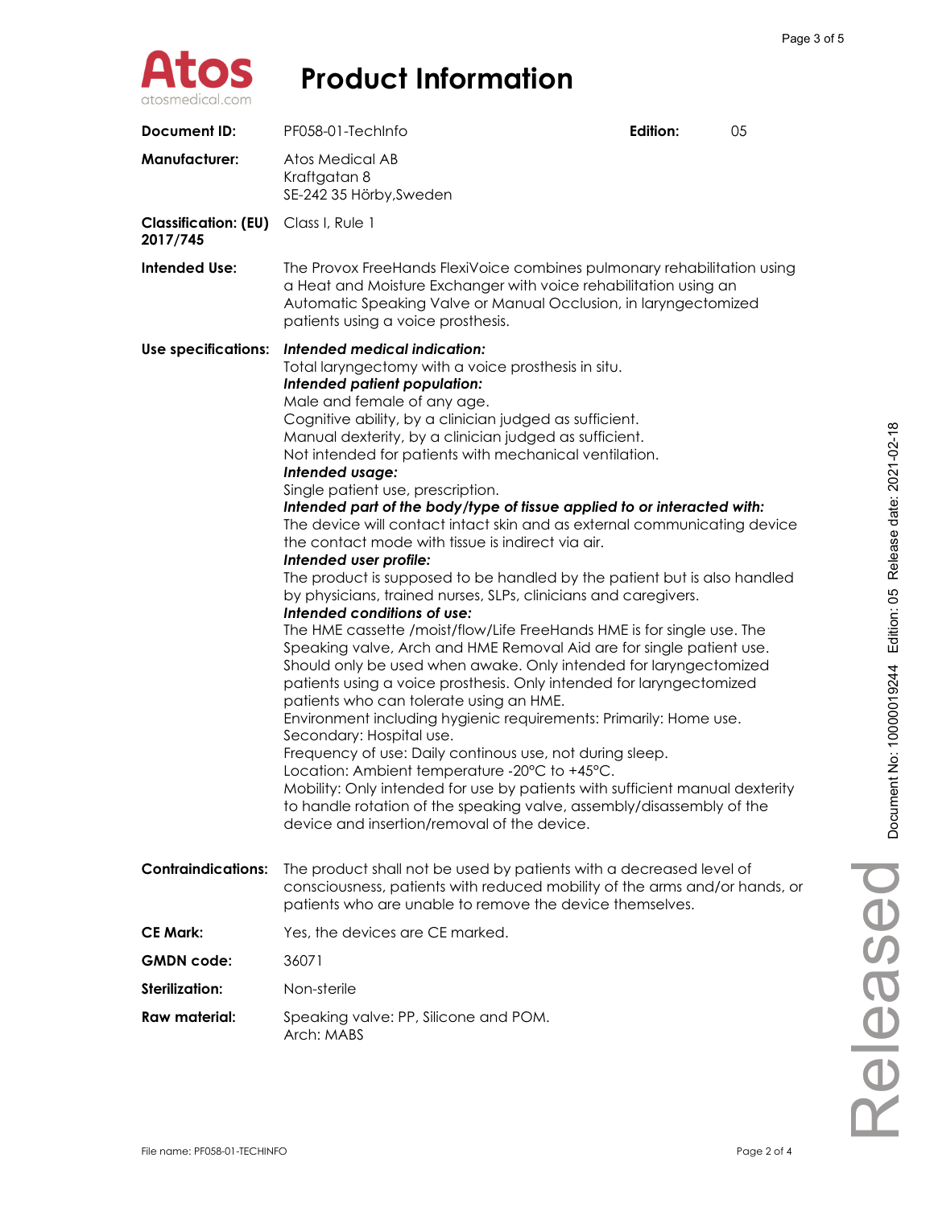# Product Information

| | | | |
|---|---|---|---|
| **Document ID:** | PF058-01-TechInfo | **Edition:** | 05 |
| **Manufacturer:** | Atos Medical AB<br>Kraftgatan 8<br>SE-242 35 Hörby,Sweden | | |
| **Classification: (EU) 2017/745** | Class I, Rule 1 | | |
| **Intended Use:** | The Provox FreeHands FlexiVoice combines pulmonary rehabilitation using a Heat and Moisture Exchanger with voice rehabilitation using an Automatic Speaking Valve or Manual Occlusion, in laryngectomized patients using a voice prosthesis. | | |
| **Use specifications:** | ***Intended medical indication:***<br>Total laryngectomy with a voice prosthesis in situ.<br>***Intended patient population:***<br>Male and female of any age.<br>Cognitive ability, by a clinician judged as sufficient.<br>Manual dexterity, by a clinician judged as sufficient.<br>Not intended for patients with mechanical ventilation.<br>***Intended usage:***<br>Single patient use, prescription.<br>***Intended part of the body/type of tissue applied to or interacted with:***<br>The device will contact intact skin and as external communicating device the contact mode with tissue is indirect via air.<br>***Intended user profile:***<br>The product is supposed to be handled by the patient but is also handled by physicians, trained nurses, SLPs, clinicians and caregivers.<br>***Intended conditions of use:***<br>The HME cassette /moist/flow/Life FreeHands HME is for single use. The Speaking valve, Arch and HME Removal Aid are for single patient use. Should only be used when awake. Only intended for laryngectomized patients using a voice prosthesis. Only intended for laryngectomized patients who can tolerate using an HME.<br>Environment including hygienic requirements: Primarily: Home use. Secondary: Hospital use.<br>Frequency of use: Daily continous use, not during sleep.<br>Location: Ambient temperature -20°C to +45°C.<br>Mobility: Only intended for use by patients with sufficient manual dexterity to handle rotation of the speaking valve, assembly/disassembly of the device and insertion/removal of the device. | | |
| **Contraindications:** | The product shall not be used by patients with a decreased level of consciousness, patients with reduced mobility of the arms and/or hands, or patients who are unable to remove the device themselves. | | |
| **CE Mark:** | Yes, the devices are CE marked. | | |
| **GMDN code:** | 36071 | | |
| **Sterilization:** | Non-sterile | | |
| **Raw material:** | Speaking valve: PP, Silicone and POM.<br>Arch: MABS | | |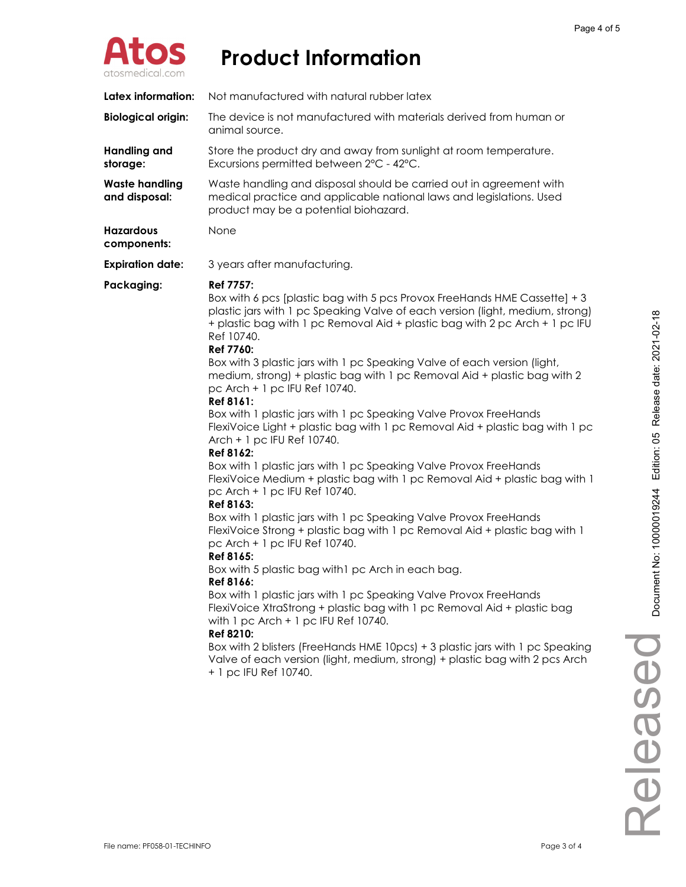# Product Information

| | |
|---|---|
| **Latex information:** | Not manufactured with natural rubber latex |
| **Biological origin:** | The device is not manufactured with materials derived from human or animal source. |
| **Handling and storage:** | Store the product dry and away from sunlight at room temperature. Excursions permitted between 2°C - 42°C. |
| **Waste handling and disposal:** | Waste handling and disposal should be carried out in agreement with medical practice and applicable national laws and legislations. Used product may be a potential biohazard. |
| **Hazardous components:** | None |
| **Expiration date:** | 3 years after manufacturing. |
| **Packaging:** | **Ref 7757:** Box with 6 pcs [plastic bag with 5 pcs Provox FreeHands HME Cassette] + 3 plastic jars with 1 pc Speaking Valve of each version (light, medium, strong) + plastic bag with 1 pc Removal Aid + plastic bag with 2 pc Arch + 1 pc IFU Ref 10740. **Ref 7760:** Box with 3 plastic jars with 1 pc Speaking Valve of each version (light, medium, strong) + plastic bag with 1 pc Removal Aid + plastic bag with 2 pc Arch + 1 pc IFU Ref 10740. **Ref 8161:** Box with 1 plastic jars with 1 pc Speaking Valve Provox FreeHands FlexiVoice Light + plastic bag with 1 pc Removal Aid + plastic bag with 1 pc Arch + 1 pc IFU Ref 10740. **Ref 8162:** Box with 1 plastic jars with 1 pc Speaking Valve Provox FreeHands FlexiVoice Medium + plastic bag with 1 pc Removal Aid + plastic bag with 1 pc Arch + 1 pc IFU Ref 10740. **Ref 8163:** Box with 1 plastic jars with 1 pc Speaking Valve Provox FreeHands FlexiVoice Strong + plastic bag with 1 pc Removal Aid + plastic bag with 1 pc Arch + 1 pc IFU Ref 10740. **Ref 8165:** Box with 5 plastic bag with1 pc Arch in each bag. **Ref 8166:** Box with 1 plastic jars with 1 pc Speaking Valve Provox FreeHands FlexiVoice XtraStrong + plastic bag with 1 pc Removal Aid + plastic bag with 1 pc Arch + 1 pc IFU Ref 10740. **Ref 8210:** Box with 2 blisters (FreeHands HME 10pcs) + 3 plastic jars with 1 pc Speaking Valve of each version (light, medium, strong) + plastic bag with 2 pcs Arch + 1 pc IFU Ref 10740. |

Document No: 1000019244 Edition: 05 Release date: 2021-02-18

Released

File name: PF058-01-TECHINFO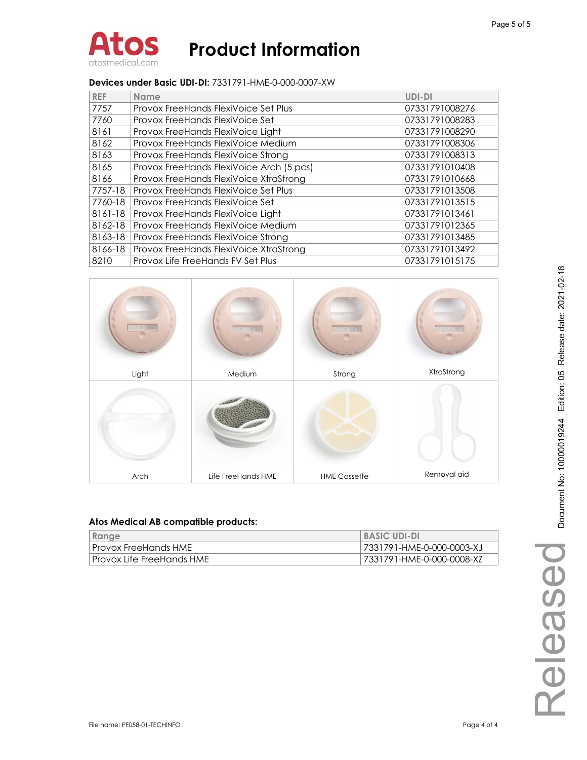# Product Information

**Devices under Basic UDI-DI:** 7331791-HME-0-000-0007-XW

| REF | Name | UDI-DI |
|---|---|---|
| 7757 | Provox FreeHands FlexiVoice Set Plus | 07331791008276 |
| 7760 | Provox FreeHands FlexiVoice Set | 07331791008283 |
| 8161 | Provox FreeHands FlexiVoice Light | 07331791008290 |
| 8162 | Provox FreeHands FlexiVoice Medium | 07331791008306 |
| 8163 | Provox FreeHands FlexiVoice Strong | 07331791008313 |
| 8165 | Provox FreeHands FlexiVoice Arch (5 pcs) | 07331791010408 |
| 8166 | Provox FreeHands FlexiVoice XtraStrong | 07331791010668 |
| 7757-18 | Provox FreeHands FlexiVoice Set Plus | 07331791013508 |
| 7760-18 | Provox FreeHands FlexiVoice Set | 07331791013515 |
| 8161-18 | Provox FreeHands FlexiVoice Light | 07331791013461 |
| 8162-18 | Provox FreeHands FlexiVoice Medium | 07331791012365 |
| 8163-18 | Provox FreeHands FlexiVoice Strong | 07331791013485 |
| 8166-18 | Provox FreeHands FlexiVoice XtraStrong | 07331791013492 |
| 8210 | Provox Life FreeHands FV Set Plus | 07331791015175 |

| Light | Medium | Strong | XtraStrong |
|---|---|---|---|
| Arch | Life FreeHands HME | HME Cassette | Removal aid |

**Atos Medical AB compatible products:**

| Range | BASIC UDI-DI |
|---|---|
| Provox FreeHands HME | 7331791-HME-0-000-0003-XJ |
| Provox Life FreeHands HME | 7331791-HME-0-000-0008-XZ |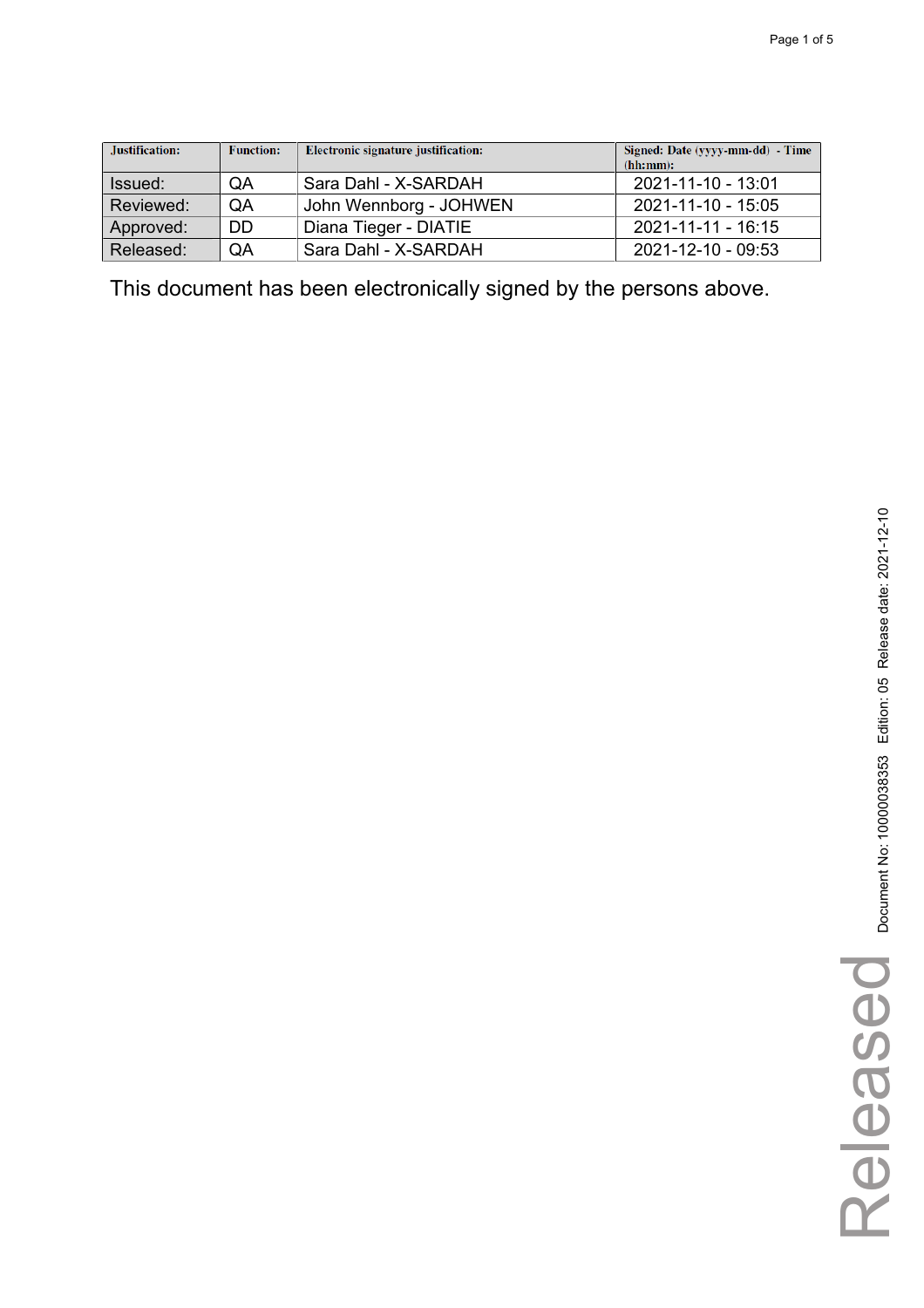| Justification: | Function: | Electronic signature justification: | Signed: Date (yyyy-mm-dd) - Time (hh:mm): |
|---|---|---|---|
| Issued: | QA | Sara Dahl - X-SARDAH | 2021-11-10 - 13:01 |
| Reviewed: | QA | John Wennborg - JOHWEN | 2021-11-10 - 15:05 |
| Approved: | DD | Diana Tieger - DIATIE | 2021-11-11 - 16:15 |
| Released: | QA | Sara Dahl - X-SARDAH | 2021-12-10 - 09:53 |

This document has been electronically signed by the persons above.

Document No: 10000038353 Edition: 05 Release date: 2021-12-10

Released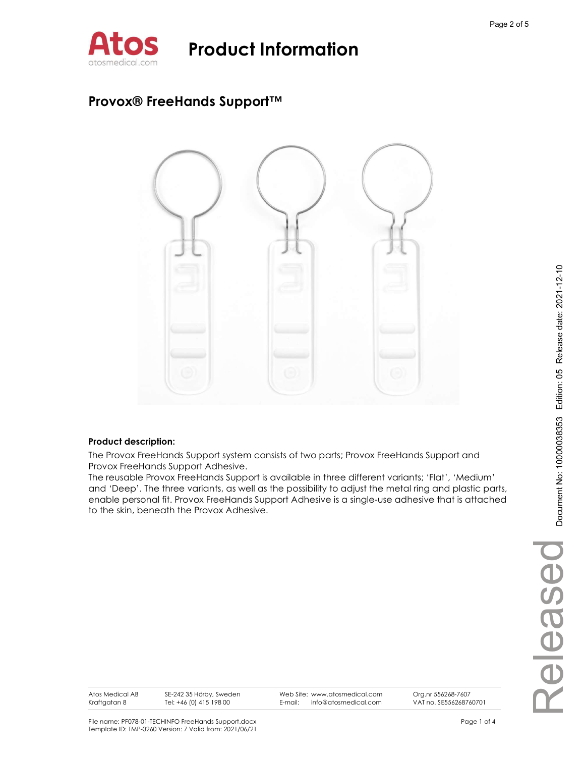# Product Information

## Provox® FreeHands Support™

**Product description:**

The Provox FreeHands Support system consists of two parts; Provox FreeHands Support and Provox FreeHands Support Adhesive.
The reusable Provox FreeHands Support is available in three different variants; 'Flat', 'Medium' and 'Deep'. The three variants, as well as the possibility to adjust the metal ring and plastic parts, enable personal fit. Provox FreeHands Support Adhesive is a single-use adhesive that is attached to the skin, beneath the Provox Adhesive.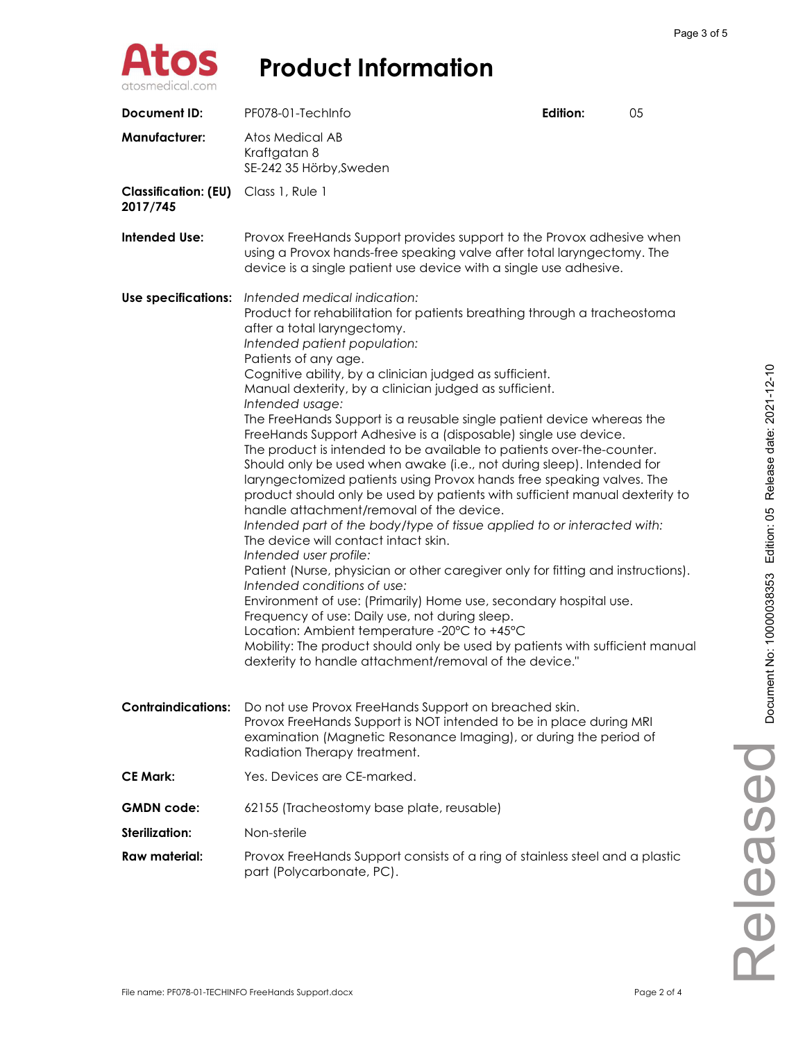# Product Information

| | | | |
|---|---|---|---|
| **Document ID:** | PF078-01-TechInfo | **Edition:** | 05 |

**Manufacturer:** Atos Medical AB
Kraftgatan 8
SE-242 35 Hörby,Sweden

**Classification: (EU) 2017/745** Class 1, Rule 1

**Intended Use:** Provox FreeHands Support provides support to the Provox adhesive when using a Provox hands-free speaking valve after total laryngectomy. The device is a single patient use device with a single use adhesive.

**Use specifications:**

*Intended medical indication:*
Product for rehabilitation for patients breathing through a tracheostoma after a total laryngectomy.
*Intended patient population:*
Patients of any age.
Cognitive ability, by a clinician judged as sufficient.
Manual dexterity, by a clinician judged as sufficient.
*Intended usage:*
The FreeHands Support is a reusable single patient device whereas the FreeHands Support Adhesive is a (disposable) single use device.
The product is intended to be available to patients over-the-counter.
Should only be used when awake (i.e., not during sleep). Intended for laryngectomized patients using Provox hands free speaking valves. The product should only be used by patients with sufficient manual dexterity to handle attachment/removal of the device.
*Intended part of the body/type of tissue applied to or interacted with:*
The device will contact intact skin.
*Intended user profile:*
Patient (Nurse, physician or other caregiver only for fitting and instructions).
*Intended conditions of use:*
Environment of use: (Primarily) Home use, secondary hospital use.
Frequency of use: Daily use, not during sleep.
Location: Ambient temperature -20°C to +45°C
Mobility: The product should only be used by patients with sufficient manual dexterity to handle attachment/removal of the device."

**Contraindications:** Do not use Provox FreeHands Support on breached skin.
Provox FreeHands Support is NOT intended to be in place during MRI examination (Magnetic Resonance Imaging), or during the period of Radiation Therapy treatment.

**CE Mark:** Yes. Devices are CE-marked.

**GMDN code:** 62155 (Tracheostomy base plate, reusable)

**Sterilization:** Non-sterile

**Raw material:** Provox FreeHands Support consists of a ring of stainless steel and a plastic part (Polycarbonate, PC).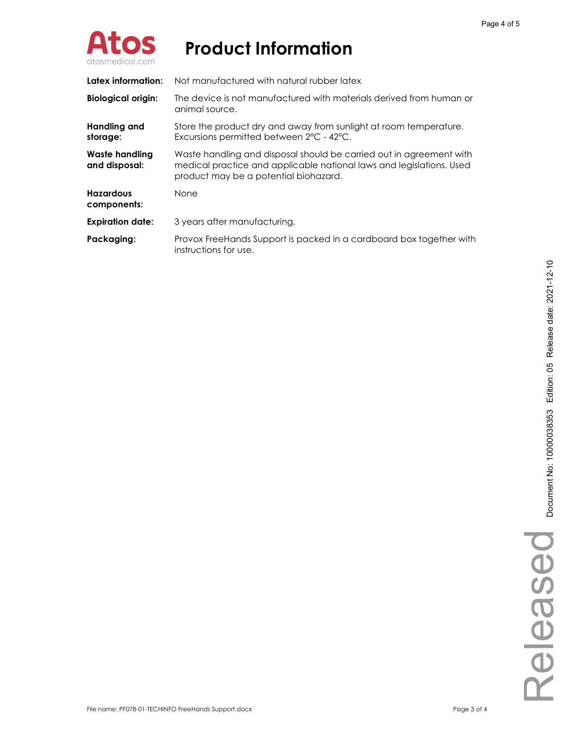# Product Information

| | |
|---|---|
| **Latex information:** | Not manufactured with natural rubber latex |
| **Biological origin:** | The device is not manufactured with materials derived from human or animal source. |
| **Handling and storage:** | Store the product dry and away from sunlight at room temperature. Excursions permitted between 2°C - 42°C. |
| **Waste handling and disposal:** | Waste handling and disposal should be carried out in agreement with medical practice and applicable national laws and legislations. Used product may be a potential biohazard. |
| **Hazardous components:** | None |
| **Expiration date:** | 3 years after manufacturing. |
| **Packaging:** | Provox FreeHands Support is packed in a cardboard box together with instructions for use. |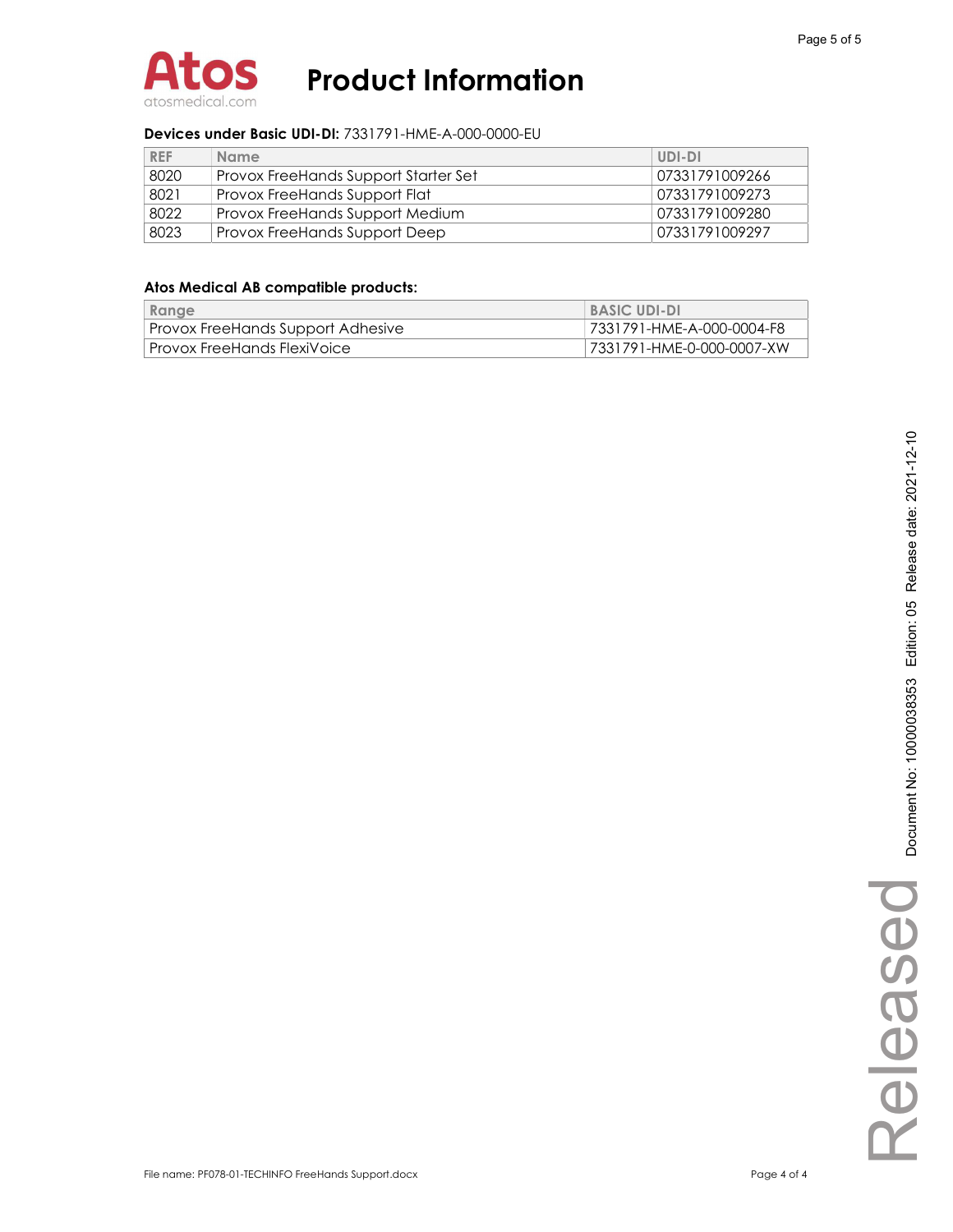# Product Information

**Devices under Basic UDI-DI:** 7331791-HME-A-000-0000-EU

| REF | Name | UDI-DI |
| --- | --- | --- |
| 8020 | Provox FreeHands Support Starter Set | 07331791009266 |
| 8021 | Provox FreeHands Support Flat | 07331791009273 |
| 8022 | Provox FreeHands Support Medium | 07331791009280 |
| 8023 | Provox FreeHands Support Deep | 07331791009297 |

**Atos Medical AB compatible products:**

| Range | BASIC UDI-DI |
| --- | --- |
| Provox FreeHands Support Adhesive | 7331791-HME-A-000-0004-F8 |
| Provox FreeHands FlexiVoice | 7331791-HME-0-000-0007-XW |

File name: PF078-01-TECHINFO FreeHands Support.docx

Document No: 1000038353 Edition: 05 Release date: 2021-12-10

Released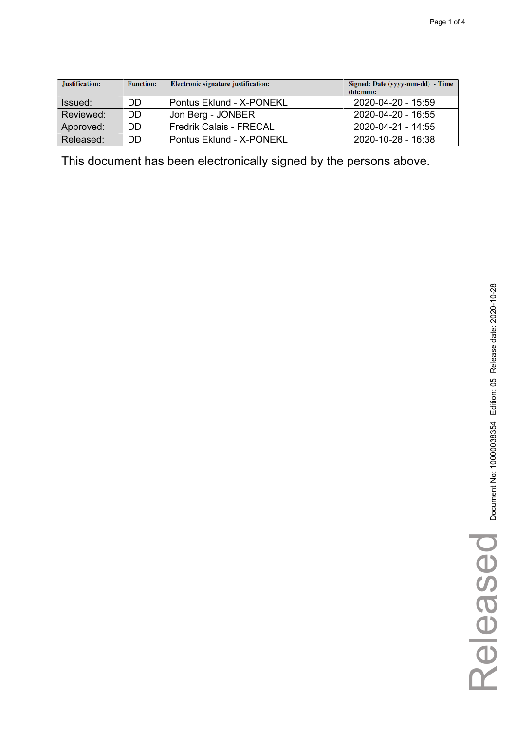| Justification: | Function: | Electronic signature justification: | Signed: Date (yyyy-mm-dd) - Time (hh:mm): |
| --- | --- | --- | --- |
| Issued: | DD | Pontus Eklund - X-PONEKL | 2020-04-20 - 15:59 |
| Reviewed: | DD | Jon Berg - JONBER | 2020-04-20 - 16:55 |
| Approved: | DD | Fredrik Calais - FRECAL | 2020-04-21 - 14:55 |
| Released: | DD | Pontus Eklund - X-PONEKL | 2020-10-28 - 16:38 |

This document has been electronically signed by the persons above.

Document No: 10000038354 Edition: 05 Release date: 2020-10-28

Released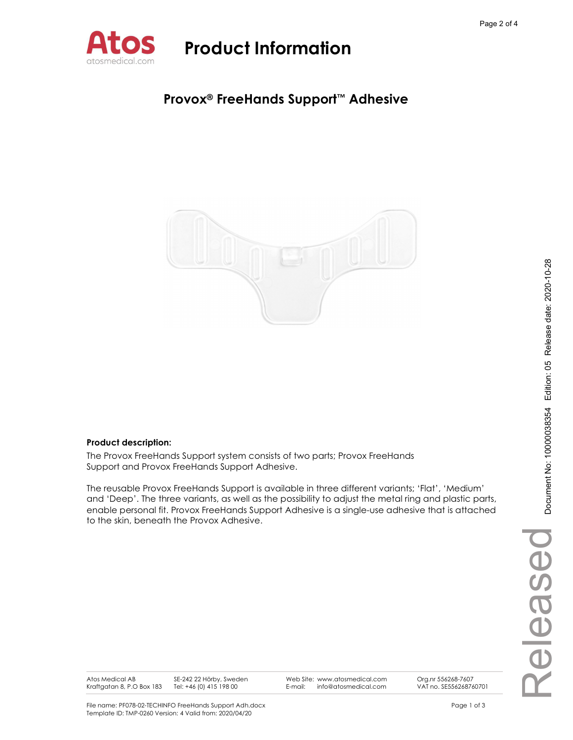# Product Information

## Provox® FreeHands Support™ Adhesive

**Product description:**

The Provox FreeHands Support system consists of two parts; Provox FreeHands Support and Provox FreeHands Support Adhesive.

The reusable Provox FreeHands Support is available in three different variants; 'Flat', 'Medium' and 'Deep'. The three variants, as well as the possibility to adjust the metal ring and plastic parts, enable personal fit. Provox FreeHands Support Adhesive is a single-use adhesive that is attached to the skin, beneath the Provox Adhesive.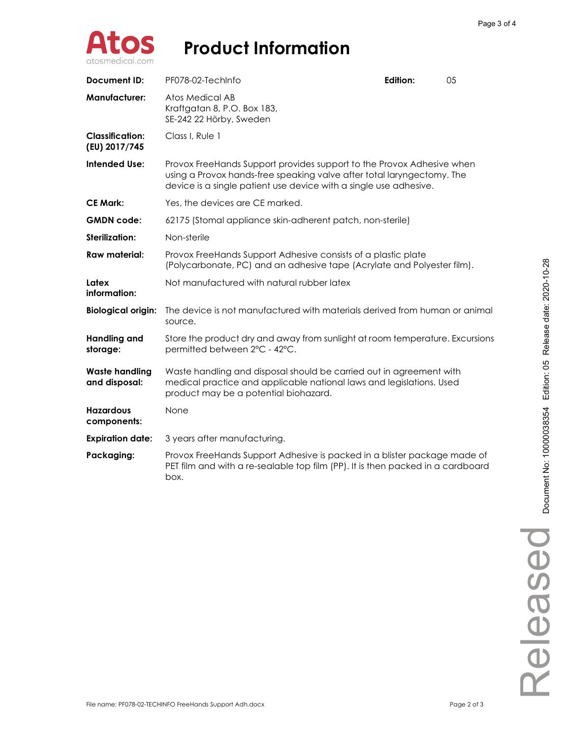# Product Information

| | | | |
|---|---|---|---|
| **Document ID:** | PF078-02-TechInfo | **Edition:** | 05 |
| **Manufacturer:** | Atos Medical AB<br>Kraftgatan 8, P.O. Box 183,<br>SE-242 22 Hörby, Sweden | | |
| **Classification: (EU) 2017/745** | Class I, Rule 1 | | |
| **Intended Use:** | Provox FreeHands Support provides support to the Provox Adhesive when using a Provox hands-free speaking valve after total laryngectomy. The device is a single patient use device with a single use adhesive. | | |
| **CE Mark:** | Yes, the devices are CE marked. | | |
| **GMDN code:** | 62175 (Stomal appliance skin-adherent patch, non-sterile) | | |
| **Sterilization:** | Non-sterile | | |
| **Raw material:** | Provox FreeHands Support Adhesive consists of a plastic plate (Polycarbonate, PC) and an adhesive tape (Acrylate and Polyester film). | | |
| **Latex information:** | Not manufactured with natural rubber latex | | |
| **Biological origin:** | The device is not manufactured with materials derived from human or animal source. | | |
| **Handling and storage:** | Store the product dry and away from sunlight at room temperature. Excursions permitted between 2°C - 42°C. | | |
| **Waste handling and disposal:** | Waste handling and disposal should be carried out in agreement with medical practice and applicable national laws and legislations. Used product may be a potential biohazard. | | |
| **Hazardous components:** | None | | |
| **Expiration date:** | 3 years after manufacturing. | | |
| **Packaging:** | Provox FreeHands Support Adhesive is packed in a blister package made of PET film and with a re-sealable top film (PP). It is then packed in a cardboard box. | | |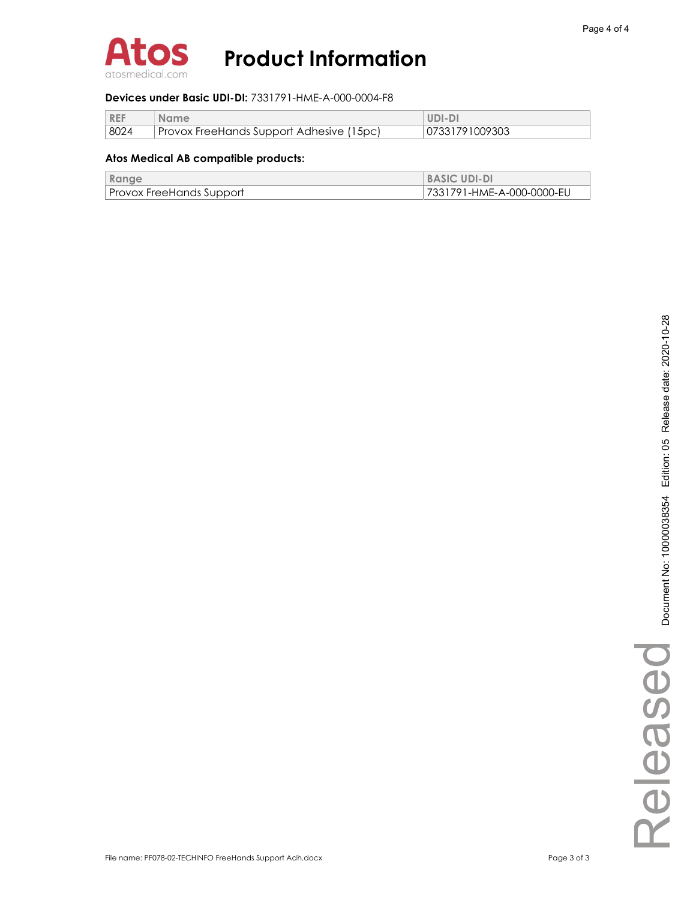# Product Information

**Devices under Basic UDI-DI:** 7331791-HME-A-000-0004-F8

| REF | Name | UDI-DI |
|---|---|---|
| 8024 | Provox FreeHands Support Adhesive (15pc) | 07331791009303 |

**Atos Medical AB compatible products:**

| Range | BASIC UDI-DI |
|---|---|
| Provox FreeHands Support | 7331791-HME-A-000-0000-EU |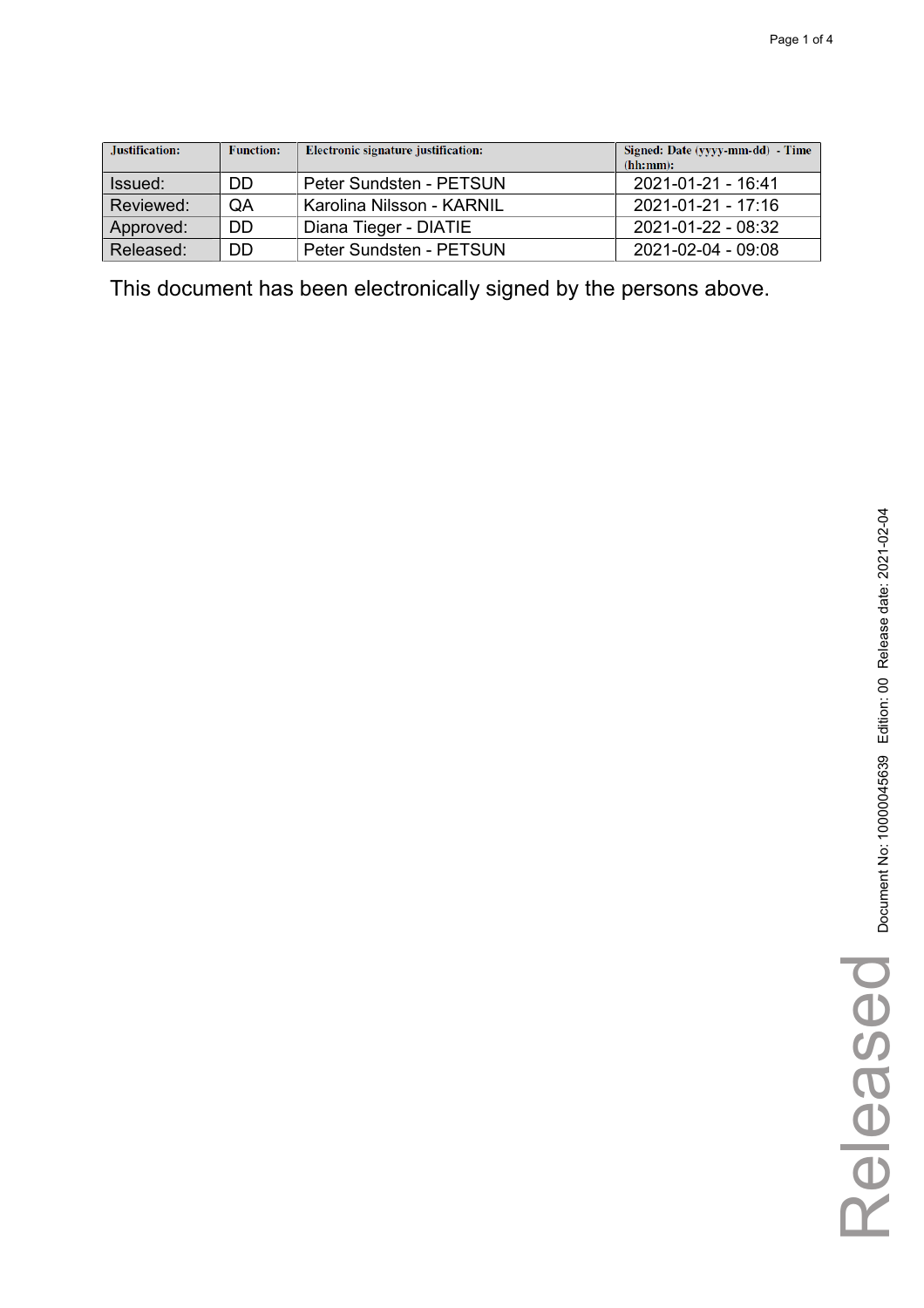| Justification: | Function: | Electronic signature justification: | Signed: Date (yyyy-mm-dd) - Time (hh:mm): |
|---|---|---|---|
| Issued: | DD | Peter Sundsten - PETSUN | 2021-01-21 - 16:41 |
| Reviewed: | QA | Karolina Nilsson - KARNIL | 2021-01-21 - 17:16 |
| Approved: | DD | Diana Tieger - DIATIE | 2021-01-22 - 08:32 |
| Released: | DD | Peter Sundsten - PETSUN | 2021-02-04 - 09:08 |

This document has been electronically signed by the persons above.

Document No: 10000045639 Edition: 00 Release date: 2021-02-04

Released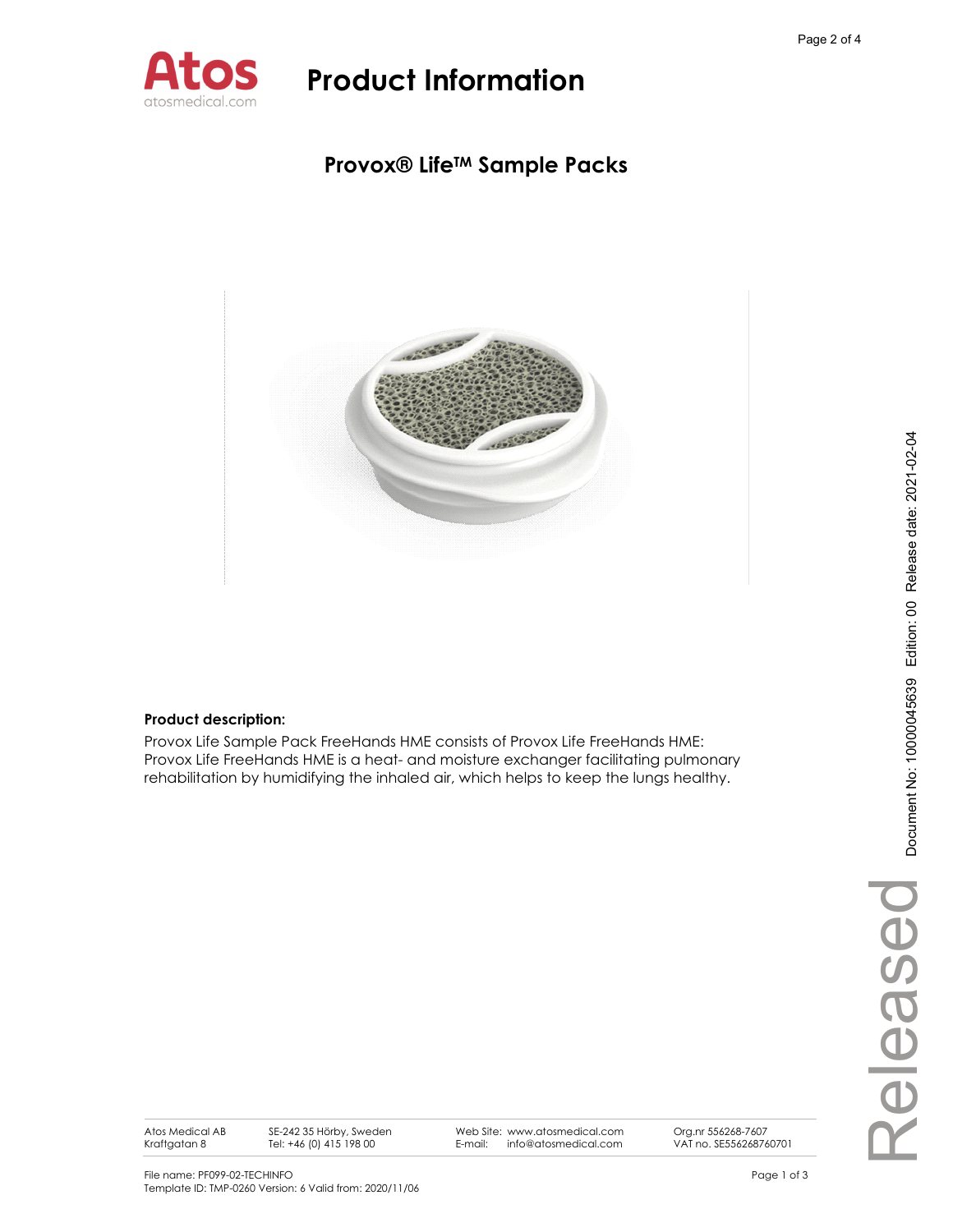# Product Information

## Provox® Life™ Sample Packs

**Product description:**

Provox Life Sample Pack FreeHands HME consists of Provox Life FreeHands HME:
Provox Life FreeHands HME is a heat- and moisture exchanger facilitating pulmonary rehabilitation by humidifying the inhaled air, which helps to keep the lungs healthy.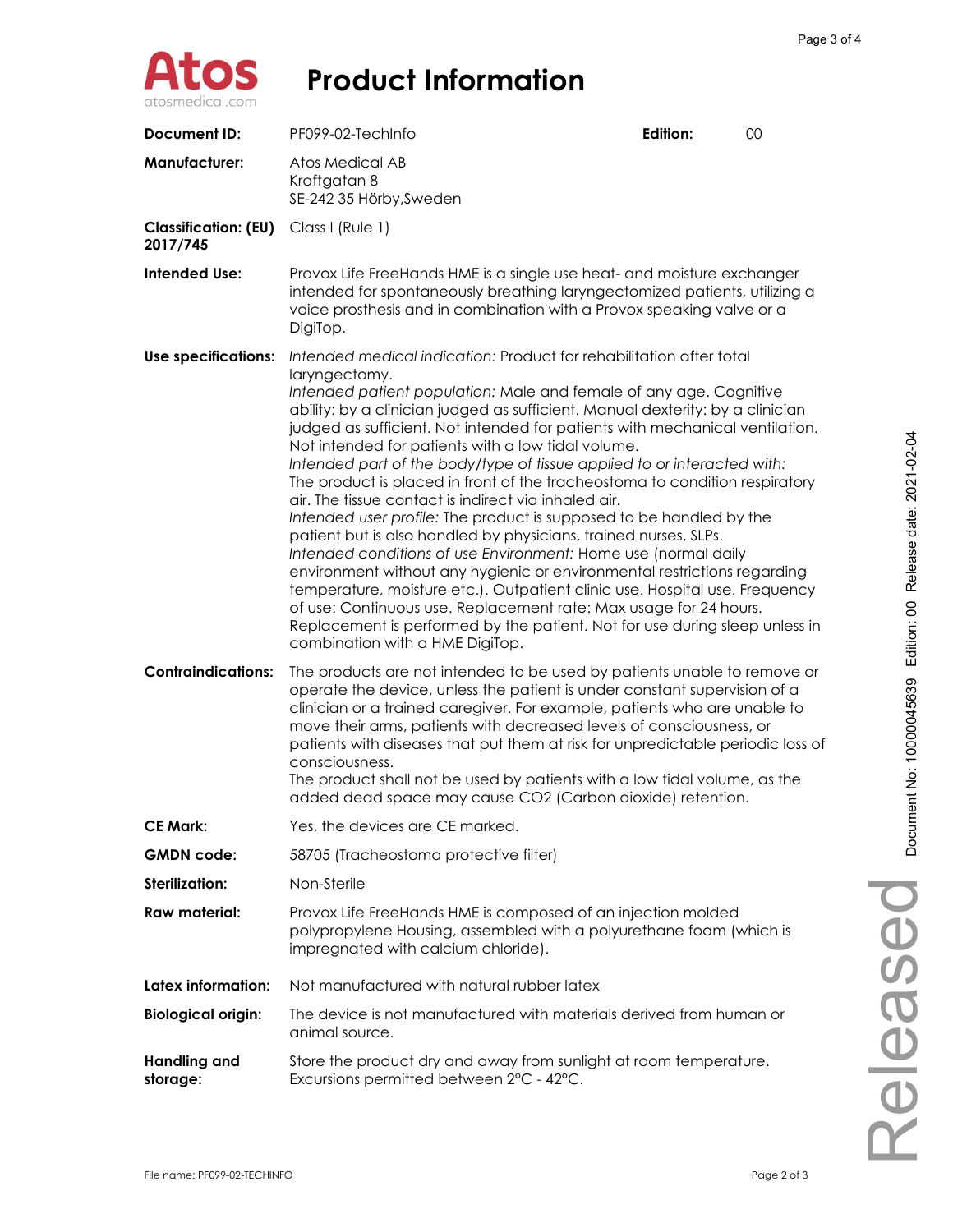# Product Information

| | | | |
|---|---|---|---|
| **Document ID:** | PF099-02-TechInfo | **Edition:** | 00 |
| **Manufacturer:** | Atos Medical AB<br>Kraftgatan 8<br>SE-242 35 Hörby,Sweden | | |
| **Classification: (EU) 2017/745** | Class I (Rule 1) | | |
| **Intended Use:** | Provox Life FreeHands HME is a single use heat- and moisture exchanger intended for spontaneously breathing laryngectomized patients, utilizing a voice prosthesis and in combination with a Provox speaking valve or a DigiTop. | | |
| **Use specifications:** | *Intended medical indication:* Product for rehabilitation after total laryngectomy.<br>*Intended patient population:* Male and female of any age. Cognitive ability: by a clinician judged as sufficient. Manual dexterity: by a clinician judged as sufficient. Not intended for patients with mechanical ventilation. Not intended for patients with a low tidal volume.<br>*Intended part of the body/type of tissue applied to or interacted with:* The product is placed in front of the tracheostoma to condition respiratory air. The tissue contact is indirect via inhaled air.<br>*Intended user profile:* The product is supposed to be handled by the patient but is also handled by physicians, trained nurses, SLPs.<br>*Intended conditions of use Environment:* Home use (normal daily environment without any hygienic or environmental restrictions regarding temperature, moisture etc.). Outpatient clinic use. Hospital use. Frequency of use: Continuous use. Replacement rate: Max usage for 24 hours. Replacement is performed by the patient. Not for use during sleep unless in combination with a HME DigiTop. | | |
| **Contraindications:** | The products are not intended to be used by patients unable to remove or operate the device, unless the patient is under constant supervision of a clinician or a trained caregiver. For example, patients who are unable to move their arms, patients with decreased levels of consciousness, or patients with diseases that put them at risk for unpredictable periodic loss of consciousness.<br>The product shall not be used by patients with a low tidal volume, as the added dead space may cause $CO_2$ (Carbon dioxide) retention. | | |
| **CE Mark:** | Yes, the devices are CE marked. | | |
| **GMDN code:** | 58705 (Tracheostoma protective filter) | | |
| **Sterilization:** | Non-Sterile | | |
| **Raw material:** | Provox Life FreeHands HME is composed of an injection molded polypropylene Housing, assembled with a polyurethane foam (which is impregnated with calcium chloride). | | |
| **Latex information:** | Not manufactured with natural rubber latex | | |
| **Biological origin:** | The device is not manufactured with materials derived from human or animal source. | | |
| **Handling and storage:** | Store the product dry and away from sunlight at room temperature. Excursions permitted between 2°C - 42°C. | | |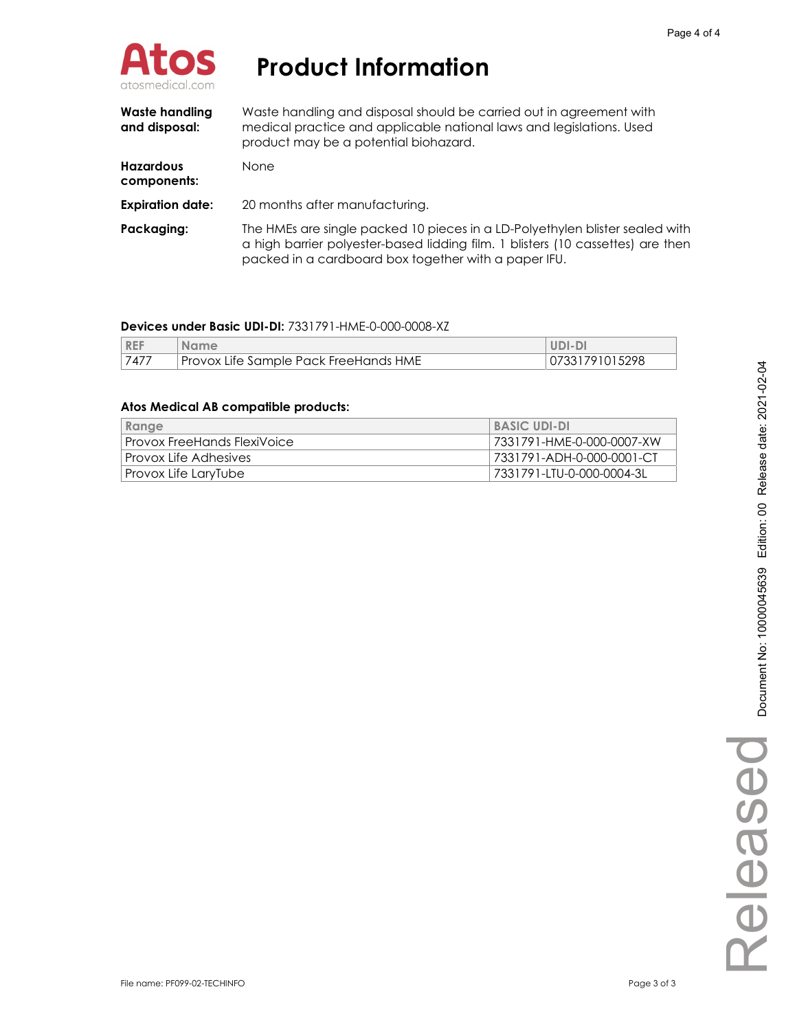# Product Information

**Waste handling and disposal:** Waste handling and disposal should be carried out in agreement with medical practice and applicable national laws and legislations. Used product may be a potential biohazard.

**Hazardous components:** None

**Expiration date:** 20 months after manufacturing.

**Packaging:** The HMEs are single packed 10 pieces in a LD-Polyethylen blister sealed with a high barrier polyester-based lidding film. 1 blisters (10 cassettes) are then packed in a cardboard box together with a paper IFU.

**Devices under Basic UDI-DI:** 7331791-HME-0-000-0008-XZ

| REF | Name | UDI-DI |
|---|---|---|
| 7477 | Provox Life Sample Pack FreeHands HME | 07331791015298 |

**Atos Medical AB compatible products:**

| Range | BASIC UDI-DI |
|---|---|
| Provox FreeHands FlexiVoice | 7331791-HME-0-000-0007-XW |
| Provox Life Adhesives | 7331791-ADH-0-000-0001-CT |
| Provox Life LaryTube | 7331791-LTU-0-000-0004-3L |